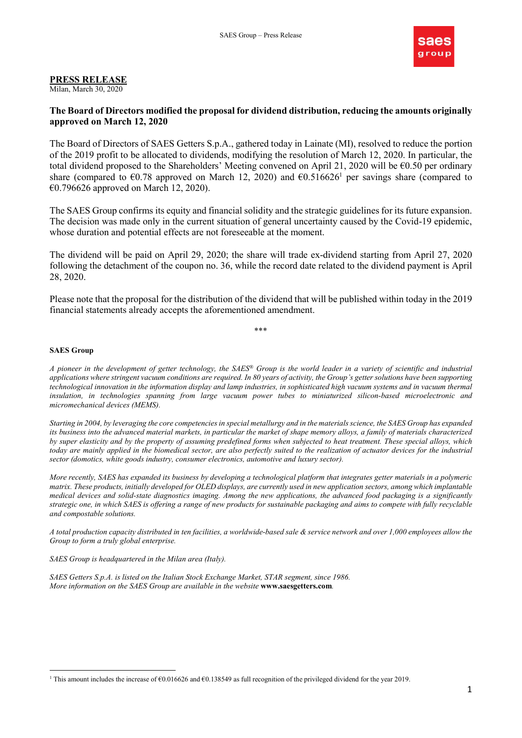**PRESS RELEASE**
Milan, March 30, 2020

**The Board of Directors modified the proposal for dividend distribution, reducing the amounts originally approved on March 12, 2020**

The Board of Directors of SAES Getters S.p.A., gathered today in Lainate (MI), resolved to reduce the portion of the 2019 profit to be allocated to dividends, modifying the resolution of March 12, 2020. In particular, the total dividend proposed to the Shareholders' Meeting convened on April 21, 2020 will be €0.50 per ordinary share (compared to €0.78 approved on March 12, 2020) and €0.516626[1] per savings share (compared to €0.796626 approved on March 12, 2020).

The SAES Group confirms its equity and financial solidity and the strategic guidelines for its future expansion. The decision was made only in the current situation of general uncertainty caused by the Covid-19 epidemic, whose duration and potential effects are not foreseeable at the moment.

The dividend will be paid on April 29, 2020; the share will trade ex-dividend starting from April 27, 2020 following the detachment of the coupon no. 36, while the record date related to the dividend payment is April 28, 2020.

Please note that the proposal for the distribution of the dividend that will be published within today in the 2019 financial statements already accepts the aforementioned amendment.

\*\*\*

**SAES Group**

*A pioneer in the development of getter technology, the SAES® Group is the world leader in a variety of scientific and industrial applications where stringent vacuum conditions are required. In 80 years of activity, the Group's getter solutions have been supporting technological innovation in the information display and lamp industries, in sophisticated high vacuum systems and in vacuum thermal insulation, in technologies spanning from large vacuum power tubes to miniaturized silicon-based microelectronic and micromechanical devices (MEMS).*

*Starting in 2004, by leveraging the core competencies in special metallurgy and in the materials science, the SAES Group has expanded its business into the advanced material markets, in particular the market of shape memory alloys, a family of materials characterized by super elasticity and by the property of assuming predefined forms when subjected to heat treatment. These special alloys, which today are mainly applied in the biomedical sector, are also perfectly suited to the realization of actuator devices for the industrial sector (domotics, white goods industry, consumer electronics, automotive and luxury sector).*

*More recently, SAES has expanded its business by developing a technological platform that integrates getter materials in a polymeric matrix. These products, initially developed for OLED displays, are currently used in new application sectors, among which implantable medical devices and solid-state diagnostics imaging. Among the new applications, the advanced food packaging is a significantly strategic one, in which SAES is offering a range of new products for sustainable packaging and aims to compete with fully recyclable and compostable solutions.*

*A total production capacity distributed in ten facilities, a worldwide-based sale & service network and over 1,000 employees allow the Group to form a truly global enterprise.*

*SAES Group is headquartered in the Milan area (Italy).*

*SAES Getters S.p.A. is listed on the Italian Stock Exchange Market, STAR segment, since 1986.*
*More information on the SAES Group are available in the website* **www.saesgetters.com**.

---

[1] This amount includes the increase of €0.016626 and €0.138549 as full recognition of the privileged dividend for the year 2019.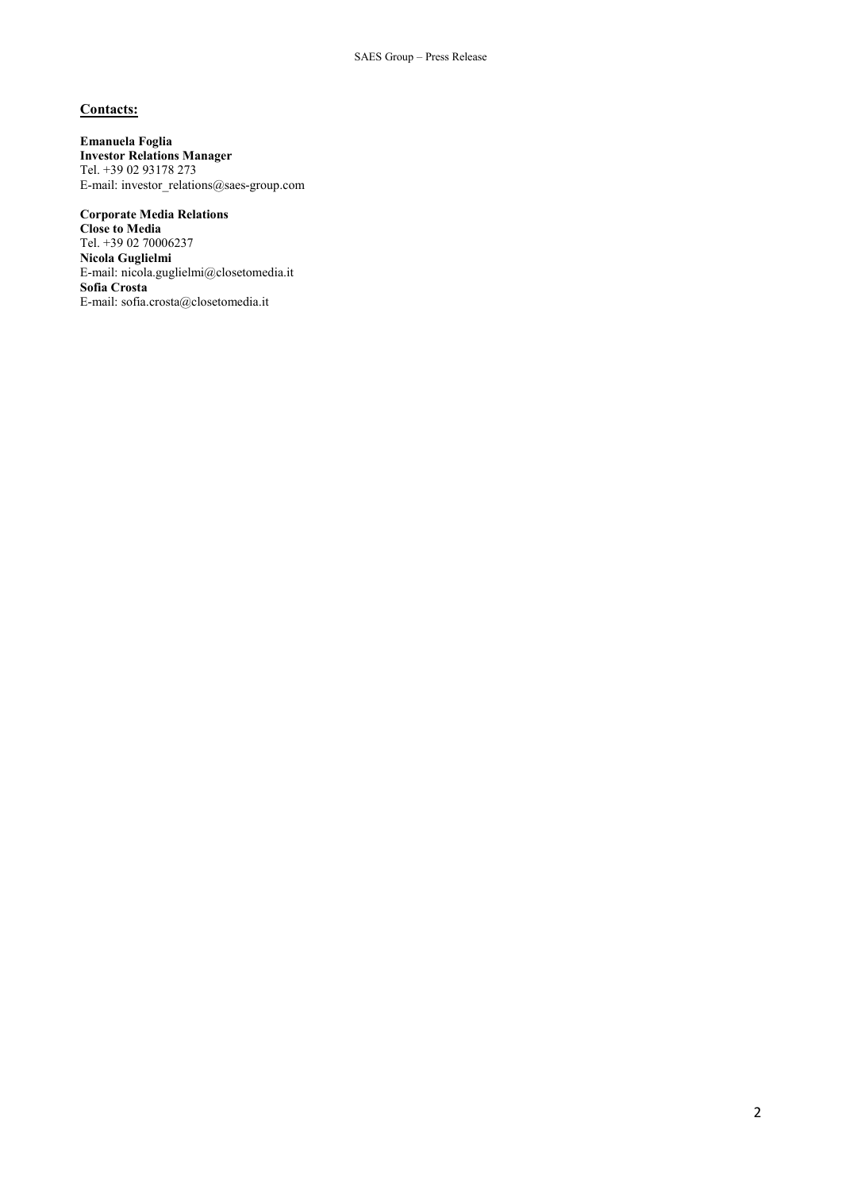**Contacts:**

**Emanuela Foglia**
**Investor Relations Manager**
Tel. +39 02 93178 273
E-mail: investor_relations@saes-group.com

**Corporate Media Relations**
**Close to Media**
Tel. +39 02 70006237
**Nicola Guglielmi**
E-mail: nicola.guglielmi@closetomedia.it
**Sofia Crosta**
E-mail: sofia.crosta@closetomedia.it